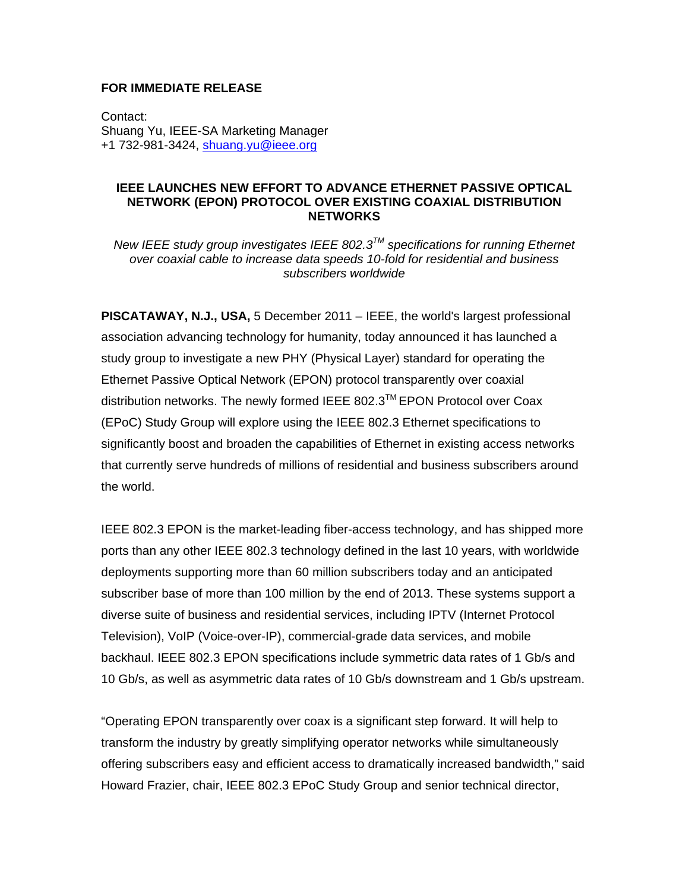**FOR IMMEDIATE RELEASE**

Contact:
Shuang Yu, IEEE-SA Marketing Manager
+1 732-981-3424, shuang.yu@ieee.org

# IEEE LAUNCHES NEW EFFORT TO ADVANCE ETHERNET PASSIVE OPTICAL NETWORK (EPON) PROTOCOL OVER EXISTING COAXIAL DISTRIBUTION NETWORKS

*New IEEE study group investigates IEEE 802.3™ specifications for running Ethernet over coaxial cable to increase data speeds 10-fold for residential and business subscribers worldwide*

**PISCATAWAY, N.J., USA,** 5 December 2011 – IEEE, the world's largest professional association advancing technology for humanity, today announced it has launched a study group to investigate a new PHY (Physical Layer) standard for operating the Ethernet Passive Optical Network (EPON) protocol transparently over coaxial distribution networks. The newly formed IEEE 802.3™ EPON Protocol over Coax (EPoC) Study Group will explore using the IEEE 802.3 Ethernet specifications to significantly boost and broaden the capabilities of Ethernet in existing access networks that currently serve hundreds of millions of residential and business subscribers around the world.

IEEE 802.3 EPON is the market-leading fiber-access technology, and has shipped more ports than any other IEEE 802.3 technology defined in the last 10 years, with worldwide deployments supporting more than 60 million subscribers today and an anticipated subscriber base of more than 100 million by the end of 2013. These systems support a diverse suite of business and residential services, including IPTV (Internet Protocol Television), VoIP (Voice-over-IP), commercial-grade data services, and mobile backhaul. IEEE 802.3 EPON specifications include symmetric data rates of 1 Gb/s and 10 Gb/s, as well as asymmetric data rates of 10 Gb/s downstream and 1 Gb/s upstream.

"Operating EPON transparently over coax is a significant step forward. It will help to transform the industry by greatly simplifying operator networks while simultaneously offering subscribers easy and efficient access to dramatically increased bandwidth," said Howard Frazier, chair, IEEE 802.3 EPoC Study Group and senior technical director,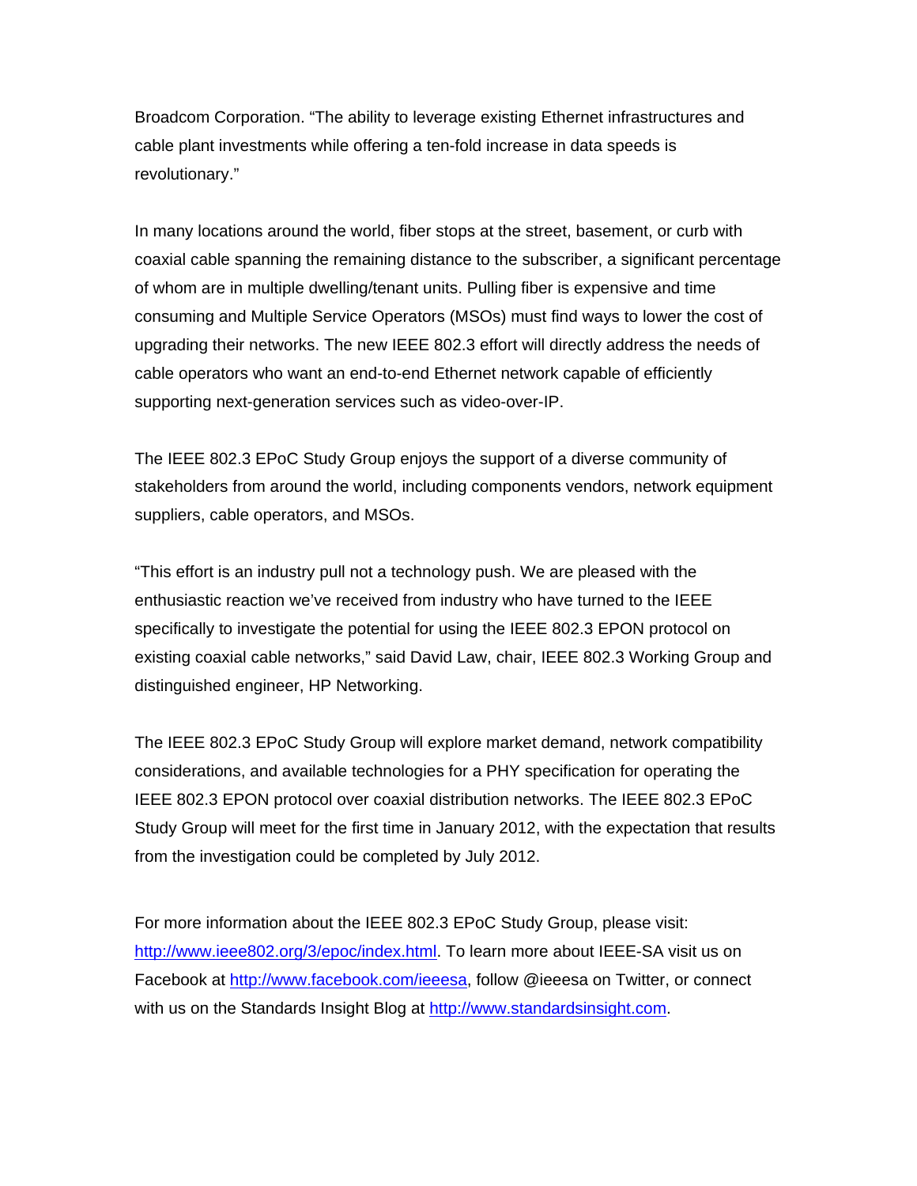Broadcom Corporation. “The ability to leverage existing Ethernet infrastructures and cable plant investments while offering a ten-fold increase in data speeds is revolutionary.”

In many locations around the world, fiber stops at the street, basement, or curb with coaxial cable spanning the remaining distance to the subscriber, a significant percentage of whom are in multiple dwelling/tenant units. Pulling fiber is expensive and time consuming and Multiple Service Operators (MSOs) must find ways to lower the cost of upgrading their networks. The new IEEE 802.3 effort will directly address the needs of cable operators who want an end-to-end Ethernet network capable of efficiently supporting next-generation services such as video-over-IP.

The IEEE 802.3 EPoC Study Group enjoys the support of a diverse community of stakeholders from around the world, including components vendors, network equipment suppliers, cable operators, and MSOs.

“This effort is an industry pull not a technology push. We are pleased with the enthusiastic reaction we’ve received from industry who have turned to the IEEE specifically to investigate the potential for using the IEEE 802.3 EPON protocol on existing coaxial cable networks,” said David Law, chair, IEEE 802.3 Working Group and distinguished engineer, HP Networking.

The IEEE 802.3 EPoC Study Group will explore market demand, network compatibility considerations, and available technologies for a PHY specification for operating the IEEE 802.3 EPON protocol over coaxial distribution networks. The IEEE 802.3 EPoC Study Group will meet for the first time in January 2012, with the expectation that results from the investigation could be completed by July 2012.

For more information about the IEEE 802.3 EPoC Study Group, please visit: [http://www.ieee802.org/3/epoc/index.html](http://www.ieee802.org/3/epoc/index.html). To learn more about IEEE-SA visit us on Facebook at [http://www.facebook.com/ieeesa](http://www.facebook.com/ieeesa), follow @ieeesa on Twitter, or connect with us on the Standards Insight Blog at [http://www.standardsinsight.com](http://www.standardsinsight.com).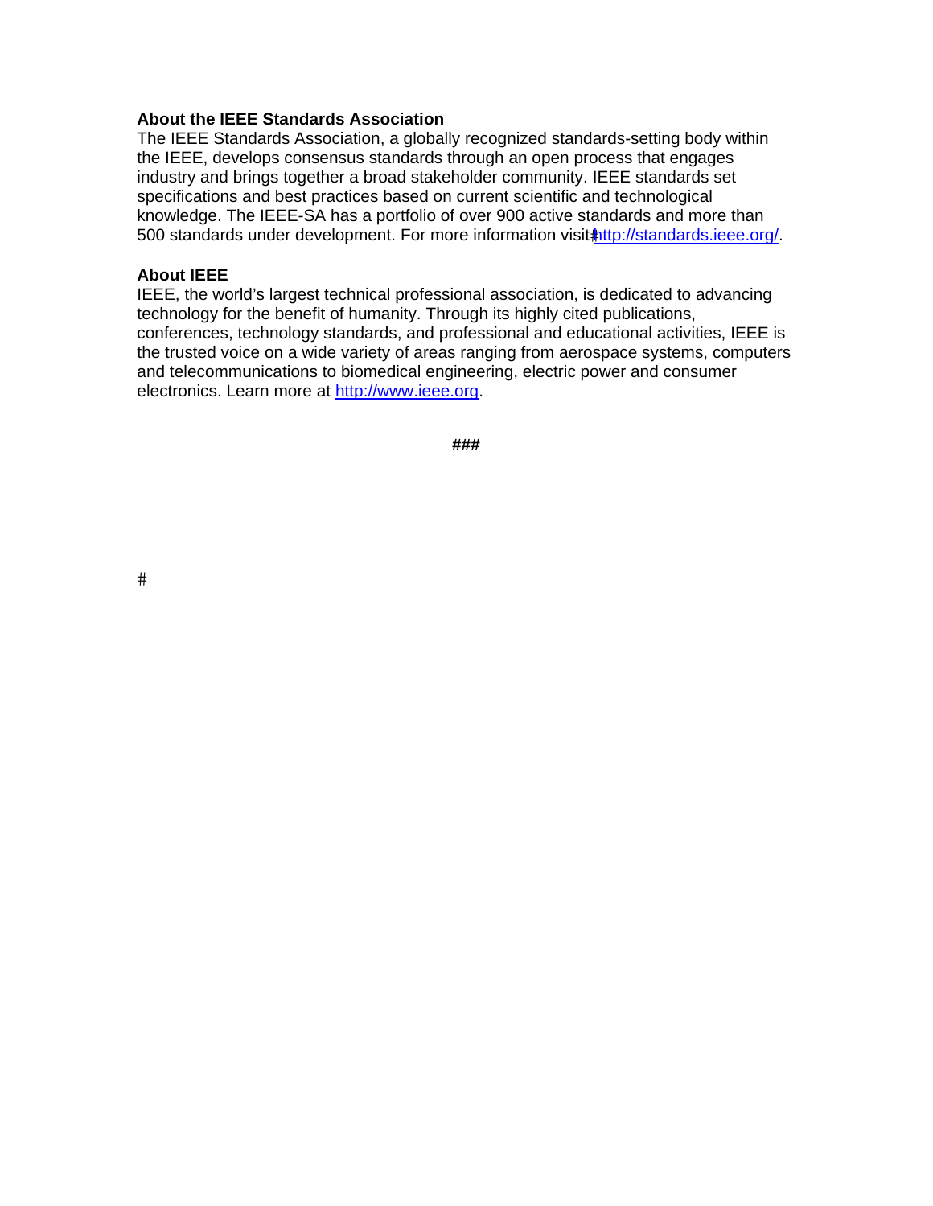**About the IEEE Standards Association**
The IEEE Standards Association, a globally recognized standards-setting body within the IEEE, develops consensus standards through an open process that engages industry and brings together a broad stakeholder community. IEEE standards set specifications and best practices based on current scientific and technological knowledge. The IEEE-SA has a portfolio of over 900 active standards and more than 500 standards under development. For more information visit http://standards.ieee.org/.

**About IEEE**
IEEE, the world's largest technical professional association, is dedicated to advancing technology for the benefit of humanity. Through its highly cited publications, conferences, technology standards, and professional and educational activities, IEEE is the trusted voice on a wide variety of areas ranging from aerospace systems, computers and telecommunications to biomedical engineering, electric power and consumer electronics. Learn more at http://www.ieee.org.

**###**

#